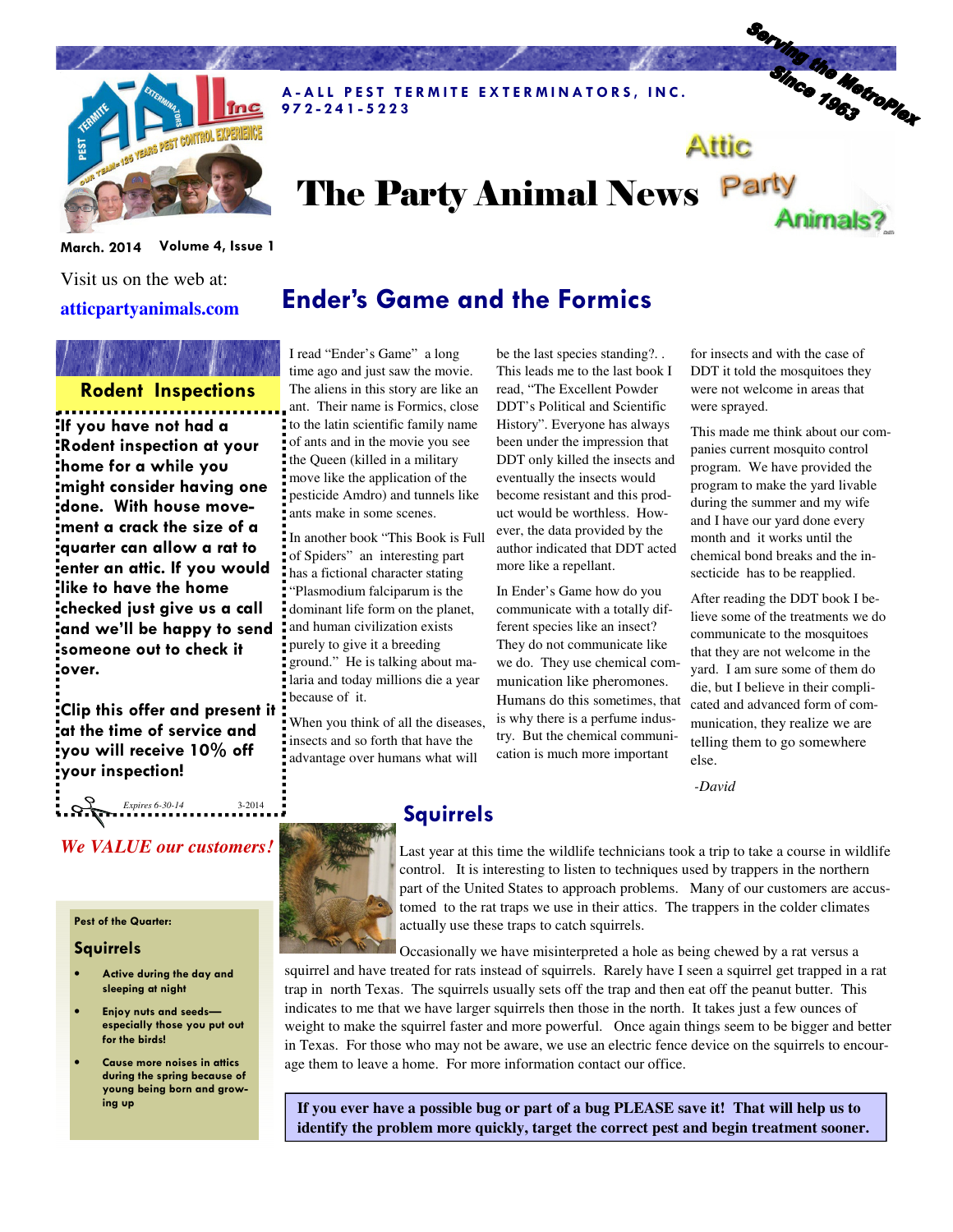A-ALL PEST TERMITE EXTERMINATORS, INC.
972-241-5223

Serving the MetroPlex Since 1963

# The Party Animal News

Attic Party Animals?

March. 2014 Volume 4, Issue 1

Visit us on the web at:

**atticpartyanimals.com**

## Rodent Inspections

**If you have not had a Rodent inspection at your home for a while you might consider having one done. With house movement a crack the size of a quarter can allow a rat to enter an attic. If you would like to have the home checked just give us a call and we'll be happy to send someone out to check it over.**

**Clip this offer and present it at the time of service and you will receive 10% off your inspection!**

*Expires 6-30-14* 3-2014

***We VALUE our customers!***

**Pest of the Quarter:**

### Squirrels

- **Active during the day and sleeping at night**
- **Enjoy nuts and seeds—especially those you put out for the birds!**
- **Cause more noises in attics during the spring because of young being born and growing up**

## Ender's Game and the Formics

I read "Ender's Game" a long time ago and just saw the movie. The aliens in this story are like an ant. Their name is Formics, close to the latin scientific family name of ants and in the movie you see the Queen (killed in a military move like the application of the pesticide Amdro) and tunnels like ants make in some scenes.

In another book "This Book is Full of Spiders" an interesting part has a fictional character stating "Plasmodium falciparum is the dominant life form on the planet, and human civilization exists purely to give it a breeding ground." He is talking about malaria and today millions die a year because of it.

When you think of all the diseases, insects and so forth that have the advantage over humans what will be the last species standing?. . This leads me to the last book I read, "The Excellent Powder DDT's Political and Scientific History". Everyone has always been under the impression that DDT only killed the insects and eventually the insects would become resistant and this product would be worthless. However, the data provided by the author indicated that DDT acted more like a repellant.

In Ender's Game how do you communicate with a totally different species like an insect? They do not communicate like we do. They use chemical communication like pheromones. Humans do this sometimes, that is why there is a perfume industry. But the chemical communication is much more important for insects and with the case of DDT it told the mosquitoes they were not welcome in areas that were sprayed.

This made me think about our companies current mosquito control program. We have provided the program to make the yard livable during the summer and my wife and I have our yard done every month and it works until the chemical bond breaks and the insecticide has to be reapplied.

After reading the DDT book I believe some of the treatments we do communicate to the mosquitoes that they are not welcome in the yard. I am sure some of them do die, but I believe in their complicated and advanced form of communication, they realize we are telling them to go somewhere else.

-David

## Squirrels

Last year at this time the wildlife technicians took a trip to take a course in wildlife control. It is interesting to listen to techniques used by trappers in the northern part of the United States to approach problems. Many of our customers are accustomed to the rat traps we use in their attics. The trappers in the colder climates actually use these traps to catch squirrels.

Occasionally we have misinterpreted a hole as being chewed by a rat versus a squirrel and have treated for rats instead of squirrels. Rarely have I seen a squirrel get trapped in a rat trap in north Texas. The squirrels usually sets off the trap and then eat off the peanut butter. This indicates to me that we have larger squirrels then those in the north. It takes just a few ounces of weight to make the squirrel faster and more powerful. Once again things seem to be bigger and better in Texas. For those who may not be aware, we use an electric fence device on the squirrels to encourage them to leave a home. For more information contact our office.

**If you ever have a possible bug or part of a bug PLEASE save it! That will help us to identify the problem more quickly, target the correct pest and begin treatment sooner.**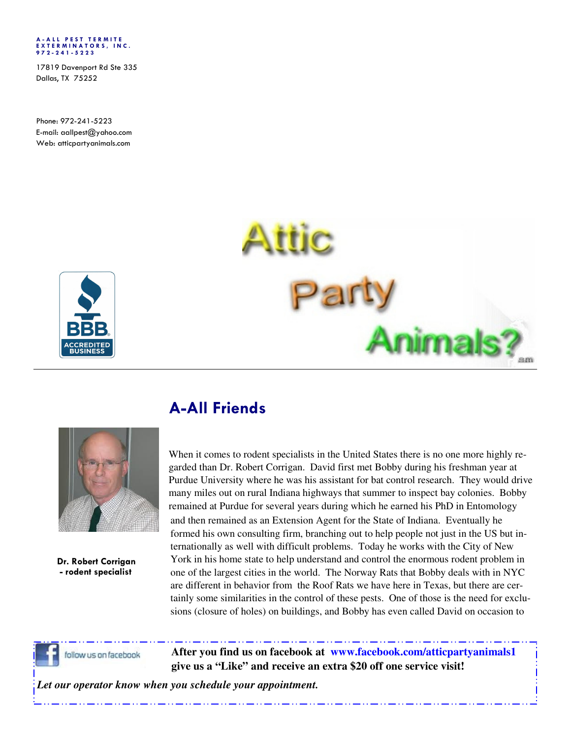A-ALL PEST TERMITE EXTERMINATORS, INC.
972-241-5223

17819 Davenport Rd Ste 335
Dallas, TX 75252

Phone: 972-241-5223
E-mail: aallpest@yahoo.com
Web: atticpartyanimals.com

Attic Party Animals?[sm]

## A-All Friends

When it comes to rodent specialists in the United States there is no one more highly regarded than Dr. Robert Corrigan. David first met Bobby during his freshman year at Purdue University where he was his assistant for bat control research. They would drive many miles out on rural Indiana highways that summer to inspect bay colonies. Bobby remained at Purdue for several years during which he earned his PhD in Entomology and then remained as an Extension Agent for the State of Indiana. Eventually he formed his own consulting firm, branching out to help people not just in the US but internationally as well with difficult problems. Today he works with the City of New York in his home state to help understand and control the enormous rodent problem in one of the largest cities in the world. The Norway Rats that Bobby deals with in NYC are different in behavior from the Roof Rats we have here in Texas, but there are certainly some similarities in the control of these pests. One of those is the need for exclusions (closure of holes) on buildings, and Bobby has even called David on occasion to

**Dr. Robert Corrigan - rodent specialist**

follow us on facebook

**After you find us on facebook at www.facebook.com/atticpartyanimals1 give us a "Like" and receive an extra $20 off one service visit!**

***Let our operator know when you schedule your appointment.***